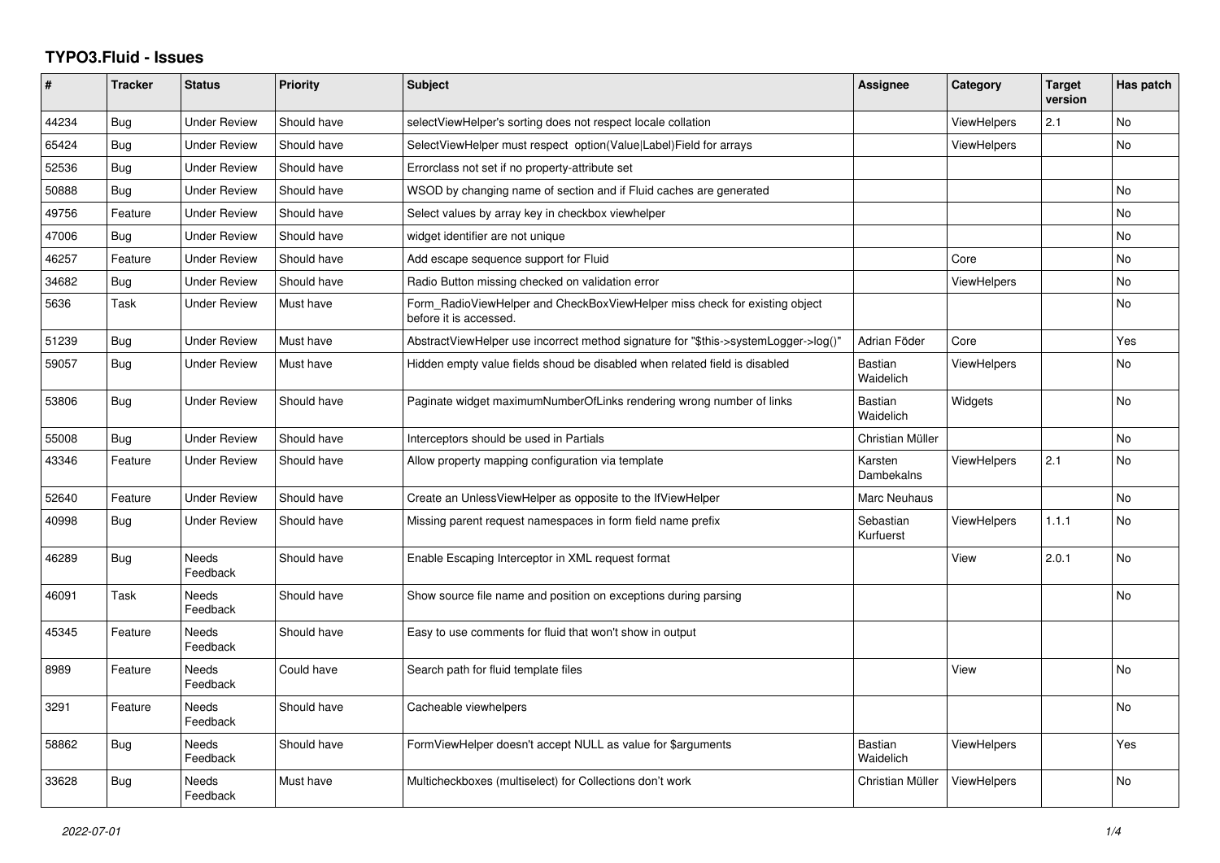# TYPO3.Fluid - Issues

| # | Tracker | Status | Priority | Subject | Assignee | Category | Target version | Has patch |
|---|---|---|---|---|---|---|---|---|
| 44234 | Bug | Under Review | Should have | selectViewHelper's sorting does not respect locale collation | | ViewHelpers | 2.1 | No |
| 65424 | Bug | Under Review | Should have | SelectViewHelper must respect option(Value\|Label)Field for arrays | | ViewHelpers | | No |
| 52536 | Bug | Under Review | Should have | Errorclass not set if no property-attribute set | | | | |
| 50888 | Bug | Under Review | Should have | WSOD by changing name of section and if Fluid caches are generated | | | | No |
| 49756 | Feature | Under Review | Should have | Select values by array key in checkbox viewhelper | | | | No |
| 47006 | Bug | Under Review | Should have | widget identifier are not unique | | | | No |
| 46257 | Feature | Under Review | Should have | Add escape sequence support for Fluid | | Core | | No |
| 34682 | Bug | Under Review | Should have | Radio Button missing checked on validation error | | ViewHelpers | | No |
| 5636 | Task | Under Review | Must have | Form_RadioViewHelper and CheckBoxViewHelper miss check for existing object before it is accessed. | | | | No |
| 51239 | Bug | Under Review | Must have | AbstractViewHelper use incorrect method signature for "$this->systemLogger->log()" | Adrian Föder | Core | | Yes |
| 59057 | Bug | Under Review | Must have | Hidden empty value fields shoud be disabled when related field is disabled | Bastian Waidelich | ViewHelpers | | No |
| 53806 | Bug | Under Review | Should have | Paginate widget maximumNumberOfLinks rendering wrong number of links | Bastian Waidelich | Widgets | | No |
| 55008 | Bug | Under Review | Should have | Interceptors should be used in Partials | Christian Müller | | | No |
| 43346 | Feature | Under Review | Should have | Allow property mapping configuration via template | Karsten Dambekalns | ViewHelpers | 2.1 | No |
| 52640 | Feature | Under Review | Should have | Create an UnlessViewHelper as opposite to the IfViewHelper | Marc Neuhaus | | | No |
| 40998 | Bug | Under Review | Should have | Missing parent request namespaces in form field name prefix | Sebastian Kurfuerst | ViewHelpers | 1.1.1 | No |
| 46289 | Bug | Needs Feedback | Should have | Enable Escaping Interceptor in XML request format | | View | 2.0.1 | No |
| 46091 | Task | Needs Feedback | Should have | Show source file name and position on exceptions during parsing | | | | No |
| 45345 | Feature | Needs Feedback | Should have | Easy to use comments for fluid that won't show in output | | | | |
| 8989 | Feature | Needs Feedback | Could have | Search path for fluid template files | | View | | No |
| 3291 | Feature | Needs Feedback | Should have | Cacheable viewhelpers | | | | No |
| 58862 | Bug | Needs Feedback | Should have | FormViewHelper doesn't accept NULL as value for $arguments | Bastian Waidelich | ViewHelpers | | Yes |
| 33628 | Bug | Needs Feedback | Must have | Multicheckboxes (multiselect) for Collections don't work | Christian Müller | ViewHelpers | | No |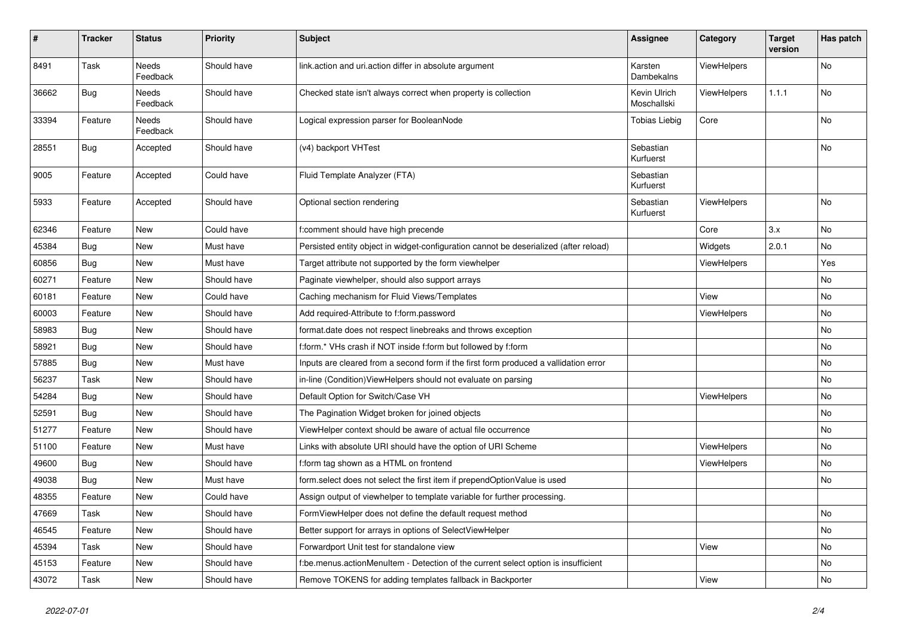| # | Tracker | Status | Priority | Subject | Assignee | Category | Target version | Has patch |
|---|---|---|---|---|---|---|---|---|
| 8491 | Task | Needs Feedback | Should have | link.action and uri.action differ in absolute argument | Karsten Dambekalns | ViewHelpers | | No |
| 36662 | Bug | Needs Feedback | Should have | Checked state isn't always correct when property is collection | Kevin Ulrich Moschallski | ViewHelpers | 1.1.1 | No |
| 33394 | Feature | Needs Feedback | Should have | Logical expression parser for BooleanNode | Tobias Liebig | Core | | No |
| 28551 | Bug | Accepted | Should have | (v4) backport VHTest | Sebastian Kurfuerst | | | No |
| 9005 | Feature | Accepted | Could have | Fluid Template Analyzer (FTA) | Sebastian Kurfuerst | | | |
| 5933 | Feature | Accepted | Should have | Optional section rendering | Sebastian Kurfuerst | ViewHelpers | | No |
| 62346 | Feature | New | Could have | f:comment should have high precende | | Core | 3.x | No |
| 45384 | Bug | New | Must have | Persisted entity object in widget-configuration cannot be deserialized (after reload) | | Widgets | 2.0.1 | No |
| 60856 | Bug | New | Must have | Target attribute not supported by the form viewhelper | | ViewHelpers | | Yes |
| 60271 | Feature | New | Should have | Paginate viewhelper, should also support arrays | | | | No |
| 60181 | Feature | New | Could have | Caching mechanism for Fluid Views/Templates | | View | | No |
| 60003 | Feature | New | Should have | Add required-Attribute to f:form.password | | ViewHelpers | | No |
| 58983 | Bug | New | Should have | format.date does not respect linebreaks and throws exception | | | | No |
| 58921 | Bug | New | Should have | f:form.* VHs crash if NOT inside f:form but followed by f:form | | | | No |
| 57885 | Bug | New | Must have | Inputs are cleared from a second form if the first form produced a vallidation error | | | | No |
| 56237 | Task | New | Should have | in-line (Condition)ViewHelpers should not evaluate on parsing | | | | No |
| 54284 | Bug | New | Should have | Default Option for Switch/Case VH | | ViewHelpers | | No |
| 52591 | Bug | New | Should have | The Pagination Widget broken for joined objects | | | | No |
| 51277 | Feature | New | Should have | ViewHelper context should be aware of actual file occurrence | | | | No |
| 51100 | Feature | New | Must have | Links with absolute URI should have the option of URI Scheme | | ViewHelpers | | No |
| 49600 | Bug | New | Should have | f:form tag shown as a HTML on frontend | | ViewHelpers | | No |
| 49038 | Bug | New | Must have | form.select does not select the first item if prependOptionValue is used | | | | No |
| 48355 | Feature | New | Could have | Assign output of viewhelper to template variable for further processing. | | | | |
| 47669 | Task | New | Should have | FormViewHelper does not define the default request method | | | | No |
| 46545 | Feature | New | Should have | Better support for arrays in options of SelectViewHelper | | | | No |
| 45394 | Task | New | Should have | Forwardport Unit test for standalone view | | View | | No |
| 45153 | Feature | New | Should have | f:be.menus.actionMenuItem - Detection of the current select option is insufficient | | | | No |
| 43072 | Task | New | Should have | Remove TOKENS for adding templates fallback in Backporter | | View | | No |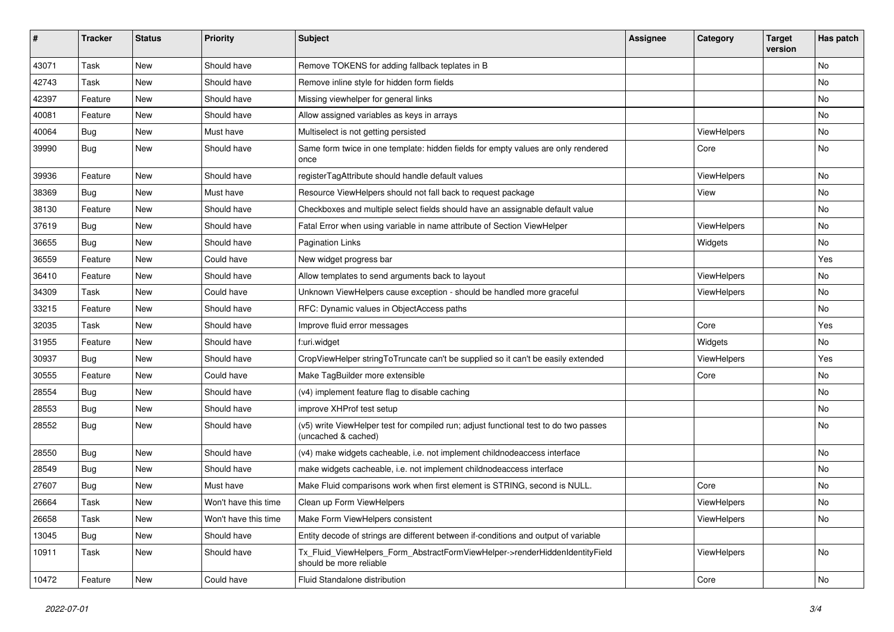| # | Tracker | Status | Priority | Subject | Assignee | Category | Target version | Has patch |
|---|---|---|---|---|---|---|---|---|
| 43071 | Task | New | Should have | Remove TOKENS for adding fallback teplates in B | | | | No |
| 42743 | Task | New | Should have | Remove inline style for hidden form fields | | | | No |
| 42397 | Feature | New | Should have | Missing viewhelper for general links | | | | No |
| 40081 | Feature | New | Should have | Allow assigned variables as keys in arrays | | | | No |
| 40064 | Bug | New | Must have | Multiselect is not getting persisted | | ViewHelpers | | No |
| 39990 | Bug | New | Should have | Same form twice in one template: hidden fields for empty values are only rendered once | | Core | | No |
| 39936 | Feature | New | Should have | registerTagAttribute should handle default values | | ViewHelpers | | No |
| 38369 | Bug | New | Must have | Resource ViewHelpers should not fall back to request package | | View | | No |
| 38130 | Feature | New | Should have | Checkboxes and multiple select fields should have an assignable default value | | | | No |
| 37619 | Bug | New | Should have | Fatal Error when using variable in name attribute of Section ViewHelper | | ViewHelpers | | No |
| 36655 | Bug | New | Should have | Pagination Links | | Widgets | | No |
| 36559 | Feature | New | Could have | New widget progress bar | | | | Yes |
| 36410 | Feature | New | Should have | Allow templates to send arguments back to layout | | ViewHelpers | | No |
| 34309 | Task | New | Could have | Unknown ViewHelpers cause exception - should be handled more graceful | | ViewHelpers | | No |
| 33215 | Feature | New | Should have | RFC: Dynamic values in ObjectAccess paths | | | | No |
| 32035 | Task | New | Should have | Improve fluid error messages | | Core | | Yes |
| 31955 | Feature | New | Should have | f:uri.widget | | Widgets | | No |
| 30937 | Bug | New | Should have | CropViewHelper stringToTruncate can't be supplied so it can't be easily extended | | ViewHelpers | | Yes |
| 30555 | Feature | New | Could have | Make TagBuilder more extensible | | Core | | No |
| 28554 | Bug | New | Should have | (v4) implement feature flag to disable caching | | | | No |
| 28553 | Bug | New | Should have | improve XHProf test setup | | | | No |
| 28552 | Bug | New | Should have | (v5) write ViewHelper test for compiled run; adjust functional test to do two passes (uncached & cached) | | | | No |
| 28550 | Bug | New | Should have | (v4) make widgets cacheable, i.e. not implement childnodeaccess interface | | | | No |
| 28549 | Bug | New | Should have | make widgets cacheable, i.e. not implement childnodeaccess interface | | | | No |
| 27607 | Bug | New | Must have | Make Fluid comparisons work when first element is STRING, second is NULL. | | Core | | No |
| 26664 | Task | New | Won't have this time | Clean up Form ViewHelpers | | ViewHelpers | | No |
| 26658 | Task | New | Won't have this time | Make Form ViewHelpers consistent | | ViewHelpers | | No |
| 13045 | Bug | New | Should have | Entity decode of strings are different between if-conditions and output of variable | | | | |
| 10911 | Task | New | Should have | Tx_Fluid_ViewHelpers_Form_AbstractFormViewHelper->renderHiddenIdentityField should be more reliable | | ViewHelpers | | No |
| 10472 | Feature | New | Could have | Fluid Standalone distribution | | Core | | No |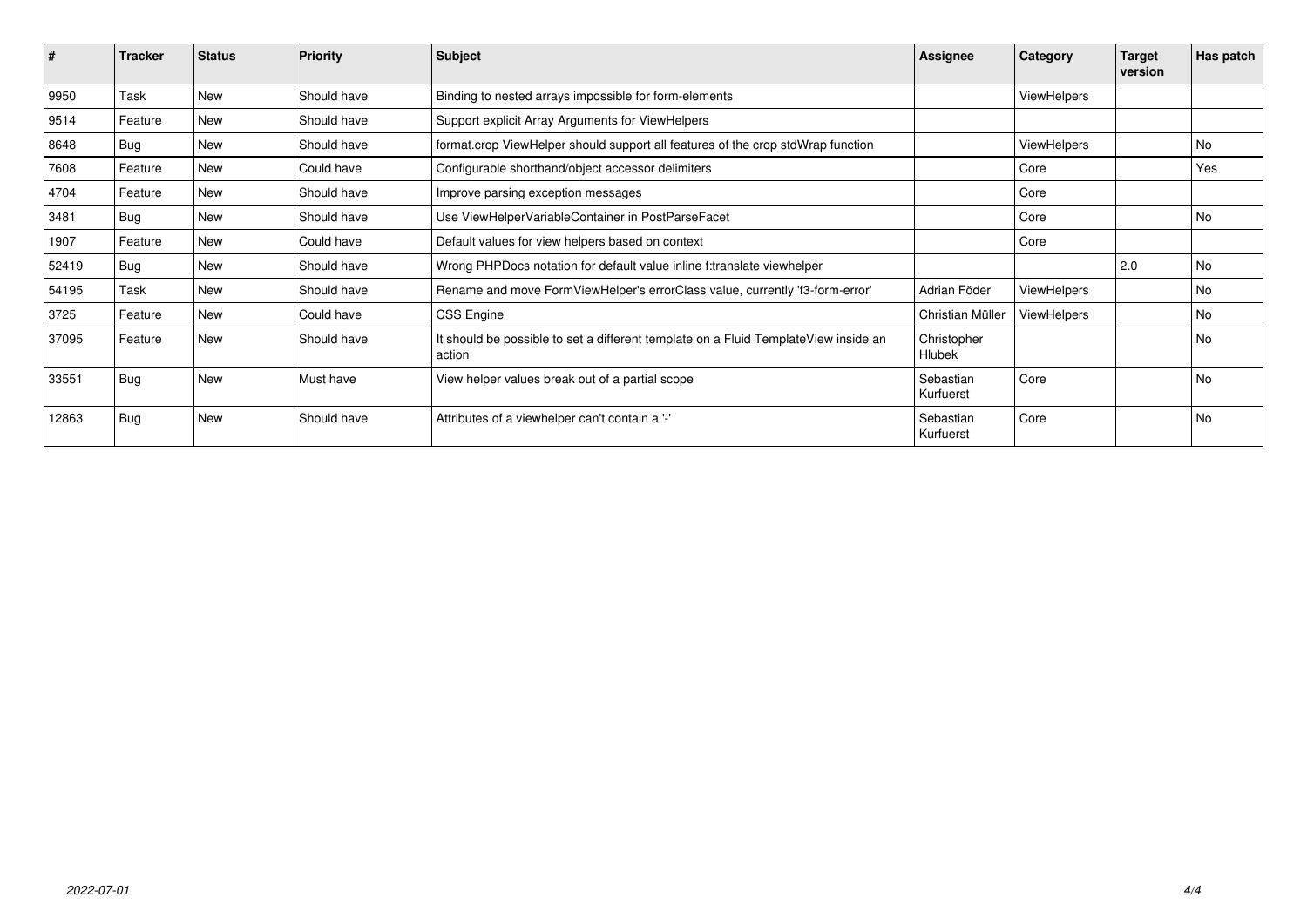| # | Tracker | Status | Priority | Subject | Assignee | Category | Target version | Has patch |
|---|---|---|---|---|---|---|---|---|
| 9950 | Task | New | Should have | Binding to nested arrays impossible for form-elements | | ViewHelpers | | |
| 9514 | Feature | New | Should have | Support explicit Array Arguments for ViewHelpers | | | | |
| 8648 | Bug | New | Should have | format.crop ViewHelper should support all features of the crop stdWrap function | | ViewHelpers | | No |
| 7608 | Feature | New | Could have | Configurable shorthand/object accessor delimiters | | Core | | Yes |
| 4704 | Feature | New | Should have | Improve parsing exception messages | | Core | | |
| 3481 | Bug | New | Should have | Use ViewHelperVariableContainer in PostParseFacet | | Core | | No |
| 1907 | Feature | New | Could have | Default values for view helpers based on context | | Core | | |
| 52419 | Bug | New | Should have | Wrong PHPDocs notation for default value inline f:translate viewhelper | | | 2.0 | No |
| 54195 | Task | New | Should have | Rename and move FormViewHelper's errorClass value, currently 'f3-form-error' | Adrian Föder | ViewHelpers | | No |
| 3725 | Feature | New | Could have | CSS Engine | Christian Müller | ViewHelpers | | No |
| 37095 | Feature | New | Should have | It should be possible to set a different template on a Fluid TemplateView inside an action | Christopher Hlubek | | | No |
| 33551 | Bug | New | Must have | View helper values break out of a partial scope | Sebastian Kurfuerst | Core | | No |
| 12863 | Bug | New | Should have | Attributes of a viewhelper can't contain a '-' | Sebastian Kurfuerst | Core | | No |

*2022-07-01*